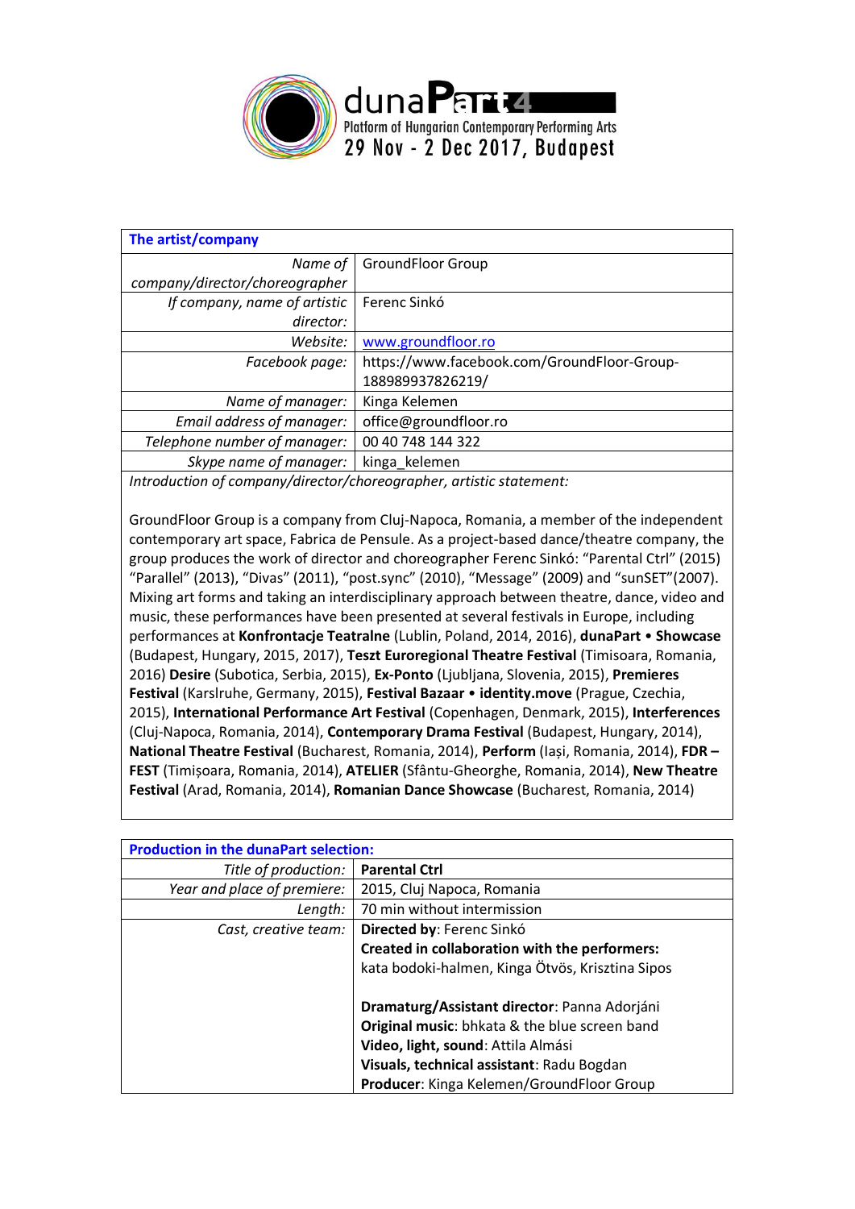dunaPart4
Platform of Hungarian Contemporary Performing Arts
29 Nov - 2 Dec 2017, Budapest

| The artist/company | |
|---|---|
| *Name of company/director/choreographer* | GroundFloor Group |
| *If company, name of artistic director:* | Ferenc Sinkó |
| *Website:* | www.groundfloor.ro |
| *Facebook page:* | https://www.facebook.com/GroundFloor-Group-188989937826219/ |
| *Name of manager:* | Kinga Kelemen |
| *Email address of manager:* | office@groundfloor.ro |
| *Telephone number of manager:* | 00 40 748 144 322 |
| *Skype name of manager:* | kinga_kelemen |

*Introduction of company/director/choreographer, artistic statement:*

GroundFloor Group is a company from Cluj-Napoca, Romania, a member of the independent contemporary art space, Fabrica de Pensule. As a project-based dance/theatre company, the group produces the work of director and choreographer Ferenc Sinkó: "Parental Ctrl" (2015) "Parallel" (2013), "Divas" (2011), "post.sync" (2010), "Message" (2009) and "sunSET"(2007). Mixing art forms and taking an interdisciplinary approach between theatre, dance, video and music, these performances have been presented at several festivals in Europe, including performances at **Konfrontacje Teatralne** (Lublin, Poland, 2014, 2016), **dunaPart • Showcase** (Budapest, Hungary, 2015, 2017), **Teszt Euroregional Theatre Festival** (Timisoara, Romania, 2016) **Desire** (Subotica, Serbia, 2015), **Ex-Ponto** (Ljubljana, Slovenia, 2015), **Premieres Festival** (Karslruhe, Germany, 2015), **Festival Bazaar • identity.move** (Prague, Czechia, 2015), **International Performance Art Festival** (Copenhagen, Denmark, 2015), **Interferences** (Cluj-Napoca, Romania, 2014), **Contemporary Drama Festival** (Budapest, Hungary, 2014), **National Theatre Festival** (Bucharest, Romania, 2014), **Perform** (Iași, Romania, 2014), **FDR – FEST** (Timișoara, Romania, 2014), **ATELIER** (Sfântu-Gheorghe, Romania, 2014), **New Theatre Festival** (Arad, Romania, 2014), **Romanian Dance Showcase** (Bucharest, Romania, 2014)

| Production in the dunaPart selection: | |
|---|---|
| *Title of production:* | **Parental Ctrl** |
| *Year and place of premiere:* | 2015, Cluj Napoca, Romania |
| *Length:* | 70 min without intermission |
| *Cast, creative team:* | **Directed by**: Ferenc Sinkó<br>**Created in collaboration with the performers:** kata bodoki-halmen, Kinga Ötvös, Krisztina Sipos<br><br>**Dramaturg/Assistant director**: Panna Adorjáni<br>**Original music**: bhkata & the blue screen band<br>**Video, light, sound**: Attila Almási<br>**Visuals, technical assistant**: Radu Bogdan<br>**Producer**: Kinga Kelemen/GroundFloor Group |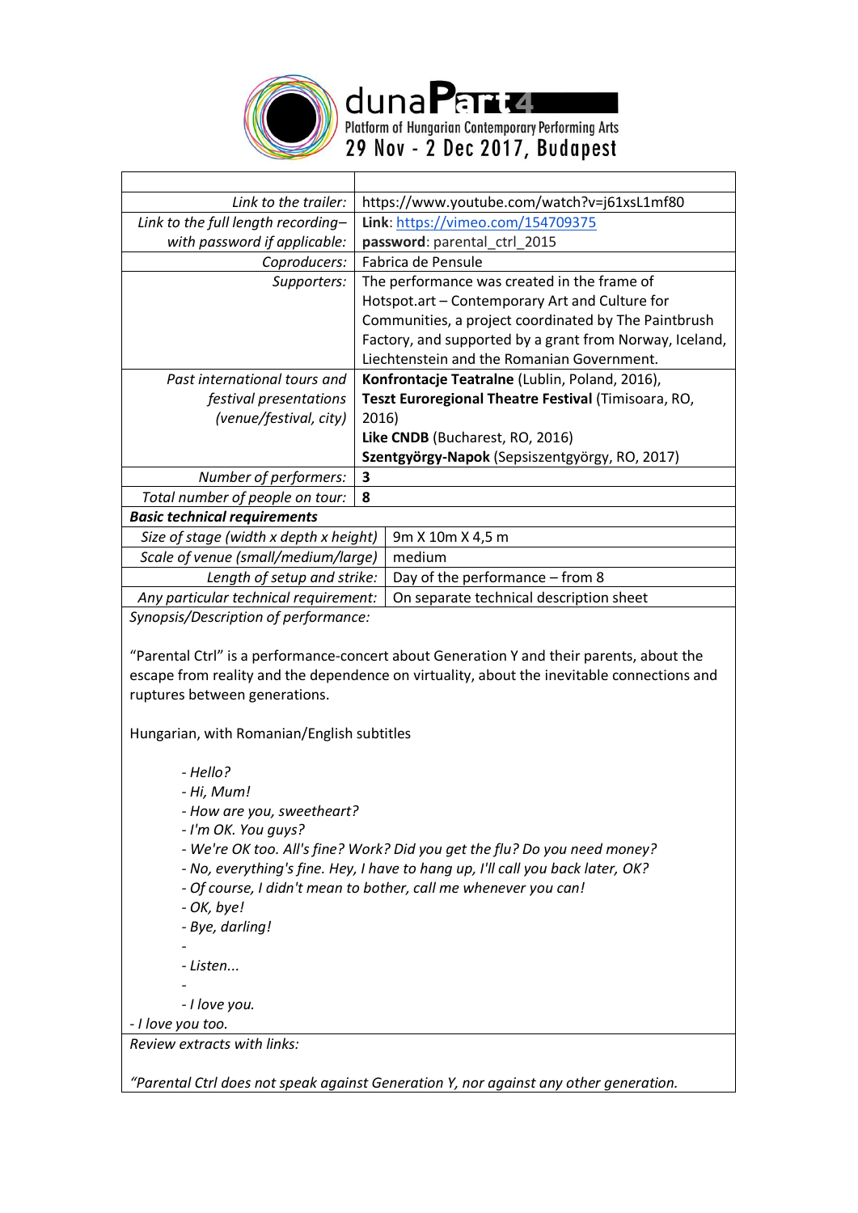| | |
|---|---|
| *Link to the trailer:* | https://www.youtube.com/watch?v=j61xsL1mf80 |
| *Link to the full length recording– with password if applicable:* | **Link**: https://vimeo.com/154709375 **password**: parental_ctrl_2015 |
| *Coproducers:* | Fabrica de Pensule |
| *Supporters:* | The performance was created in the frame of Hotspot.art – Contemporary Art and Culture for Communities, a project coordinated by The Paintbrush Factory, and supported by a grant from Norway, Iceland, Liechtenstein and the Romanian Government. |
| *Past international tours and festival presentations (venue/festival, city)* | **Konfrontacje Teatralne** (Lublin, Poland, 2016), **Teszt Euroregional Theatre Festival** (Timisoara, RO, 2016) **Like CNDB** (Bucharest, RO, 2016) **Szentgyörgy-Napok** (Sepsiszentgyörgy, RO, 2017) |
| *Number of performers:* | **3** |
| *Total number of people on tour:* | **8** |
| ***Basic technical requirements*** | |
| *Size of stage (width x depth x height)* | 9m X 10m X 4,5 m |
| *Scale of venue (small/medium/large)* | medium |
| *Length of setup and strike:* | Day of the performance – from 8 |
| *Any particular technical requirement:* | On separate technical description sheet |

*Synopsis/Description of performance:*

"Parental Ctrl" is a performance-concert about Generation Y and their parents, about the escape from reality and the dependence on virtuality, about the inevitable connections and ruptures between generations.

Hungarian, with Romanian/English subtitles

- *Hello?*
- *Hi, Mum!*
- *How are you, sweetheart?*
- *I'm OK. You guys?*
- *We're OK too. All's fine? Work? Did you get the flu? Do you need money?*
- *No, everything's fine. Hey, I have to hang up, I'll call you back later, OK?*
- *Of course, I didn't mean to bother, call me whenever you can!*
- *OK, bye!*
- *Bye, darling!*
-
- *Listen...*
-
- *I love you.*

- *I love you too.*

*Review extracts with links:*

*"Parental Ctrl does not speak against Generation Y, nor against any other generation.*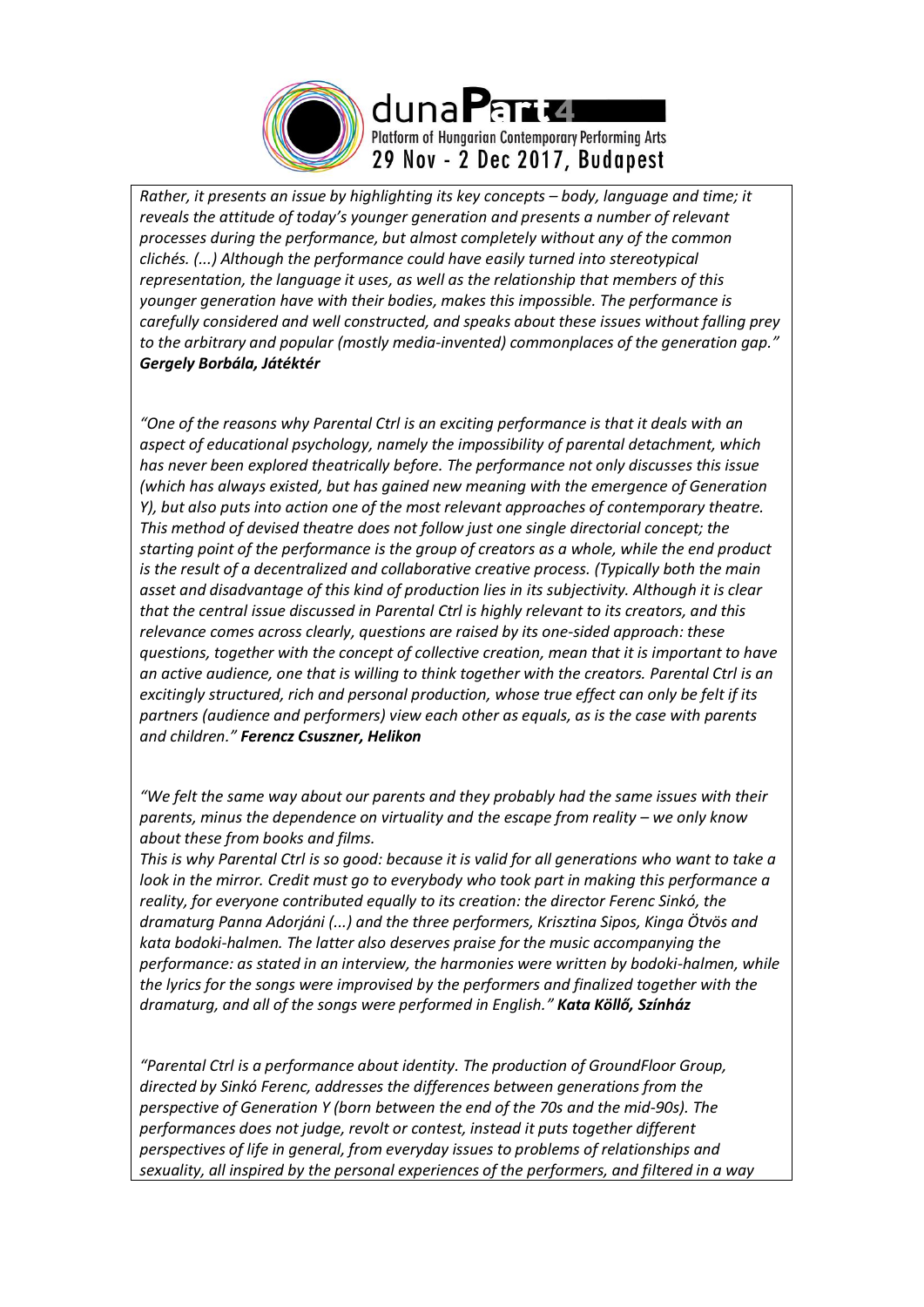*Rather, it presents an issue by highlighting its key concepts – body, language and time; it reveals the attitude of today's younger generation and presents a number of relevant processes during the performance, but almost completely without any of the common clichés. (...) Although the performance could have easily turned into stereotypical representation, the language it uses, as well as the relationship that members of this younger generation have with their bodies, makes this impossible. The performance is carefully considered and well constructed, and speaks about these issues without falling prey to the arbitrary and popular (mostly media-invented) commonplaces of the generation gap."* ***Gergely Borbála, Játéktér***

*"One of the reasons why Parental Ctrl is an exciting performance is that it deals with an aspect of educational psychology, namely the impossibility of parental detachment, which has never been explored theatrically before. The performance not only discusses this issue (which has always existed, but has gained new meaning with the emergence of Generation Y), but also puts into action one of the most relevant approaches of contemporary theatre. This method of devised theatre does not follow just one single directorial concept; the starting point of the performance is the group of creators as a whole, while the end product is the result of a decentralized and collaborative creative process. (Typically both the main asset and disadvantage of this kind of production lies in its subjectivity. Although it is clear that the central issue discussed in Parental Ctrl is highly relevant to its creators, and this relevance comes across clearly, questions are raised by its one-sided approach: these questions, together with the concept of collective creation, mean that it is important to have an active audience, one that is willing to think together with the creators. Parental Ctrl is an excitingly structured, rich and personal production, whose true effect can only be felt if its partners (audience and performers) view each other as equals, as is the case with parents and children."* ***Ferencz Csuszner, Helikon***

*"We felt the same way about our parents and they probably had the same issues with their parents, minus the dependence on virtuality and the escape from reality – we only know about these from books and films.*
*This is why Parental Ctrl is so good: because it is valid for all generations who want to take a look in the mirror. Credit must go to everybody who took part in making this performance a reality, for everyone contributed equally to its creation: the director Ferenc Sinkó, the dramaturg Panna Adorjáni (...) and the three performers, Krisztina Sipos, Kinga Ötvös and kata bodoki-halmen. The latter also deserves praise for the music accompanying the performance: as stated in an interview, the harmonies were written by bodoki-halmen, while the lyrics for the songs were improvised by the performers and finalized together with the dramaturg, and all of the songs were performed in English."* ***Kata Köllő, Színház***

*"Parental Ctrl is a performance about identity. The production of GroundFloor Group, directed by Sinkó Ferenc, addresses the differences between generations from the perspective of Generation Y (born between the end of the 70s and the mid-90s). The performances does not judge, revolt or contest, instead it puts together different perspectives of life in general, from everyday issues to problems of relationships and sexuality, all inspired by the personal experiences of the performers, and filtered in a way*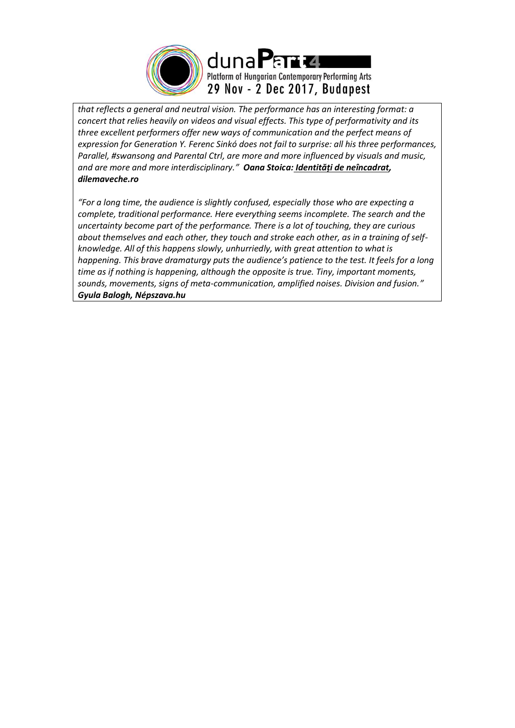*that reflects a general and neutral vision. The performance has an interesting format: a concert that relies heavily on videos and visual effects. This type of performativity and its three excellent performers offer new ways of communication and the perfect means of expression for Generation Y. Ferenc Sinkó does not fail to surprise: all his three performances, Parallel, #swansong and Parental Ctrl, are more and more influenced by visuals and music, and are more and more interdisciplinary."* ***Oana Stoica: Identități de neîncadrat, dilemaveche.ro***

*"For a long time, the audience is slightly confused, especially those who are expecting a complete, traditional performance. Here everything seems incomplete. The search and the uncertainty become part of the performance. There is a lot of touching, they are curious about themselves and each other, they touch and stroke each other, as in a training of self-knowledge. All of this happens slowly, unhurriedly, with great attention to what is happening. This brave dramaturgy puts the audience's patience to the test. It feels for a long time as if nothing is happening, although the opposite is true. Tiny, important moments, sounds, movements, signs of meta-communication, amplified noises. Division and fusion."* ***Gyula Balogh, Népszava.hu***